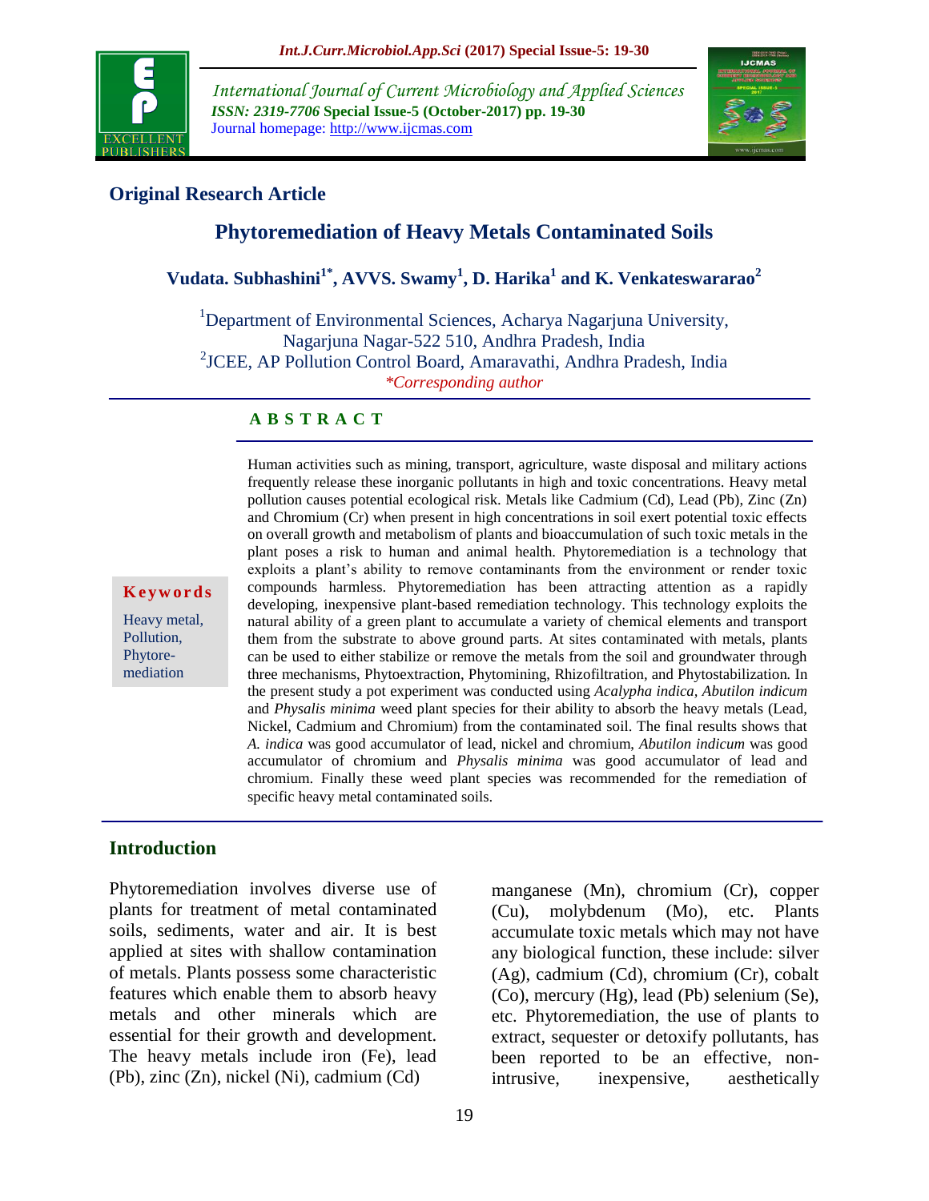## Original Research Article

# Phytoremediation of Heavy Metals Contaminated Soils

**Vudata. Subhashini[1*], AVVS. Swamy[1], D. Harika[1] and K. Venkateswararao[2]**

[1]Department of Environmental Sciences, Acharya Nagarjuna University, Nagarjuna Nagar-522 510, Andhra Pradesh, India
[2]JCEE, AP Pollution Control Board, Amaravathi, Andhra Pradesh, India
*Corresponding author

## A B S T R A C T

**Keywords**

Heavy metal, Pollution, Phytoremediation

Human activities such as mining, transport, agriculture, waste disposal and military actions frequently release these inorganic pollutants in high and toxic concentrations. Heavy metal pollution causes potential ecological risk. Metals like Cadmium (Cd), Lead (Pb), Zinc (Zn) and Chromium (Cr) when present in high concentrations in soil exert potential toxic effects on overall growth and metabolism of plants and bioaccumulation of such toxic metals in the plant poses a risk to human and animal health. Phytoremediation is a technology that exploits a plant's ability to remove contaminants from the environment or render toxic compounds harmless. Phytoremediation has been attracting attention as a rapidly developing, inexpensive plant-based remediation technology. This technology exploits the natural ability of a green plant to accumulate a variety of chemical elements and transport them from the substrate to above ground parts. At sites contaminated with metals, plants can be used to either stabilize or remove the metals from the soil and groundwater through three mechanisms, Phytoextraction, Phytomining, Rhizofiltration, and Phytostabilization. In the present study a pot experiment was conducted using *Acalypha indica*, *Abutilon indicum* and *Physalis minima* weed plant species for their ability to absorb the heavy metals (Lead, Nickel, Cadmium and Chromium) from the contaminated soil. The final results shows that *A. indica* was good accumulator of lead, nickel and chromium, *Abutilon indicum* was good accumulator of chromium and *Physalis minima* was good accumulator of lead and chromium. Finally these weed plant species was recommended for the remediation of specific heavy metal contaminated soils.

## Introduction

Phytoremediation involves diverse use of plants for treatment of metal contaminated soils, sediments, water and air. It is best applied at sites with shallow contamination of metals. Plants possess some characteristic features which enable them to absorb heavy metals and other minerals which are essential for their growth and development. The heavy metals include iron (Fe), lead (Pb), zinc (Zn), nickel (Ni), cadmium (Cd) manganese (Mn), chromium (Cr), copper (Cu), molybdenum (Mo), etc. Plants accumulate toxic metals which may not have any biological function, these include: silver (Ag), cadmium (Cd), chromium (Cr), cobalt (Co), mercury (Hg), lead (Pb) selenium (Se), etc. Phytoremediation, the use of plants to extract, sequester or detoxify pollutants, has been reported to be an effective, non-intrusive, inexpensive, aesthetically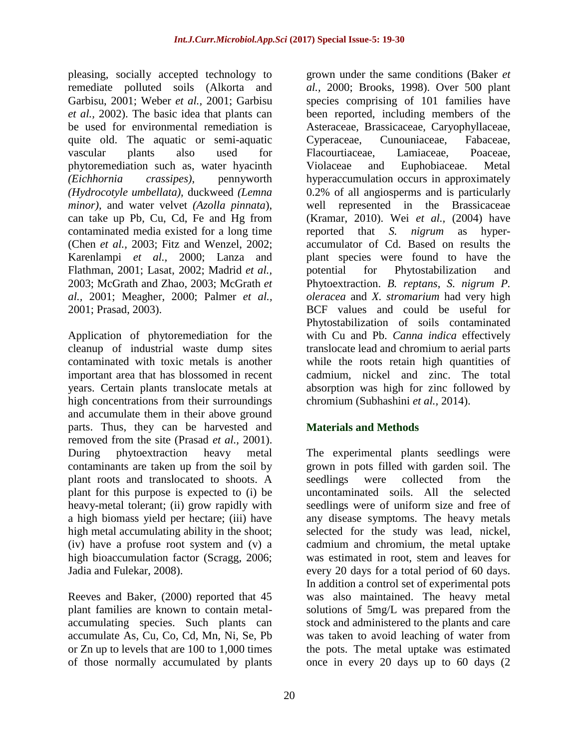pleasing, socially accepted technology to remediate polluted soils (Alkorta and Garbisu, 2001; Weber *et al.,* 2001; Garbisu *et al.,* 2002). The basic idea that plants can be used for environmental remediation is quite old. The aquatic or semi-aquatic vascular plants also used for phytoremediation such as, water hyacinth *(Eichhornia crassipes)*, pennyworth *(Hydrocotyle umbellata),* duckweed *(Lemna minor),* and water velvet *(Azolla pinnata*), can take up Pb, Cu, Cd, Fe and Hg from contaminated media existed for a long time (Chen *et al.,* 2003; Fitz and Wenzel, 2002; Karenlampi *et al.,* 2000; Lanza and Flathman, 2001; Lasat, 2002; Madrid *et al.,* 2003; McGrath and Zhao, 2003; McGrath *et al.,* 2001; Meagher, 2000; Palmer *et al.,* 2001; Prasad, 2003).

Application of phytoremediation for the cleanup of industrial waste dump sites contaminated with toxic metals is another important area that has blossomed in recent years. Certain plants translocate metals at high concentrations from their surroundings and accumulate them in their above ground parts. Thus, they can be harvested and removed from the site (Prasad *et al.,* 2001). During phytoextraction heavy metal contaminants are taken up from the soil by plant roots and translocated to shoots. A plant for this purpose is expected to (i) be heavy-metal tolerant; (ii) grow rapidly with a high biomass yield per hectare; (iii) have high metal accumulating ability in the shoot; (iv) have a profuse root system and (v) a high bioaccumulation factor (Scragg, 2006; Jadia and Fulekar, 2008).

Reeves and Baker, (2000) reported that 45 plant families are known to contain metal-accumulating species. Such plants can accumulate As, Cu, Co, Cd, Mn, Ni, Se, Pb or Zn up to levels that are 100 to 1,000 times of those normally accumulated by plants grown under the same conditions (Baker *et al.,* 2000; Brooks, 1998). Over 500 plant species comprising of 101 families have been reported, including members of the Asteraceae, Brassicaceae, Caryophyllaceae, Cyperaceae, Cunouniaceae, Fabaceae, Flacourtiaceae, Lamiaceae, Poaceae, Violaceae and Euphobiaceae. Metal hyperaccumulation occurs in approximately 0.2% of all angiosperms and is particularly well represented in the Brassicaceae (Kramar, 2010). Wei *et al.,* (2004) have reported that *S. nigrum* as hyper-accumulator of Cd. Based on results the plant species were found to have the potential for Phytostabilization and Phytoextraction. *B. reptans*, *S. nigrum P. oleracea* and *X. stromarium* had very high BCF values and could be useful for Phytostabilization of soils contaminated with Cu and Pb. *Canna indica* effectively translocate lead and chromium to aerial parts while the roots retain high quantities of cadmium, nickel and zinc. The total absorption was high for zinc followed by chromium (Subhashini *et al.,* 2014).

## Materials and Methods

The experimental plants seedlings were grown in pots filled with garden soil. The seedlings were collected from the uncontaminated soils. All the selected seedlings were of uniform size and free of any disease symptoms. The heavy metals selected for the study was lead, nickel, cadmium and chromium, the metal uptake was estimated in root, stem and leaves for every 20 days for a total period of 60 days. In addition a control set of experimental pots was also maintained. The heavy metal solutions of 5mg/L was prepared from the stock and administered to the plants and care was taken to avoid leaching of water from the pots. The metal uptake was estimated once in every 20 days up to 60 days (2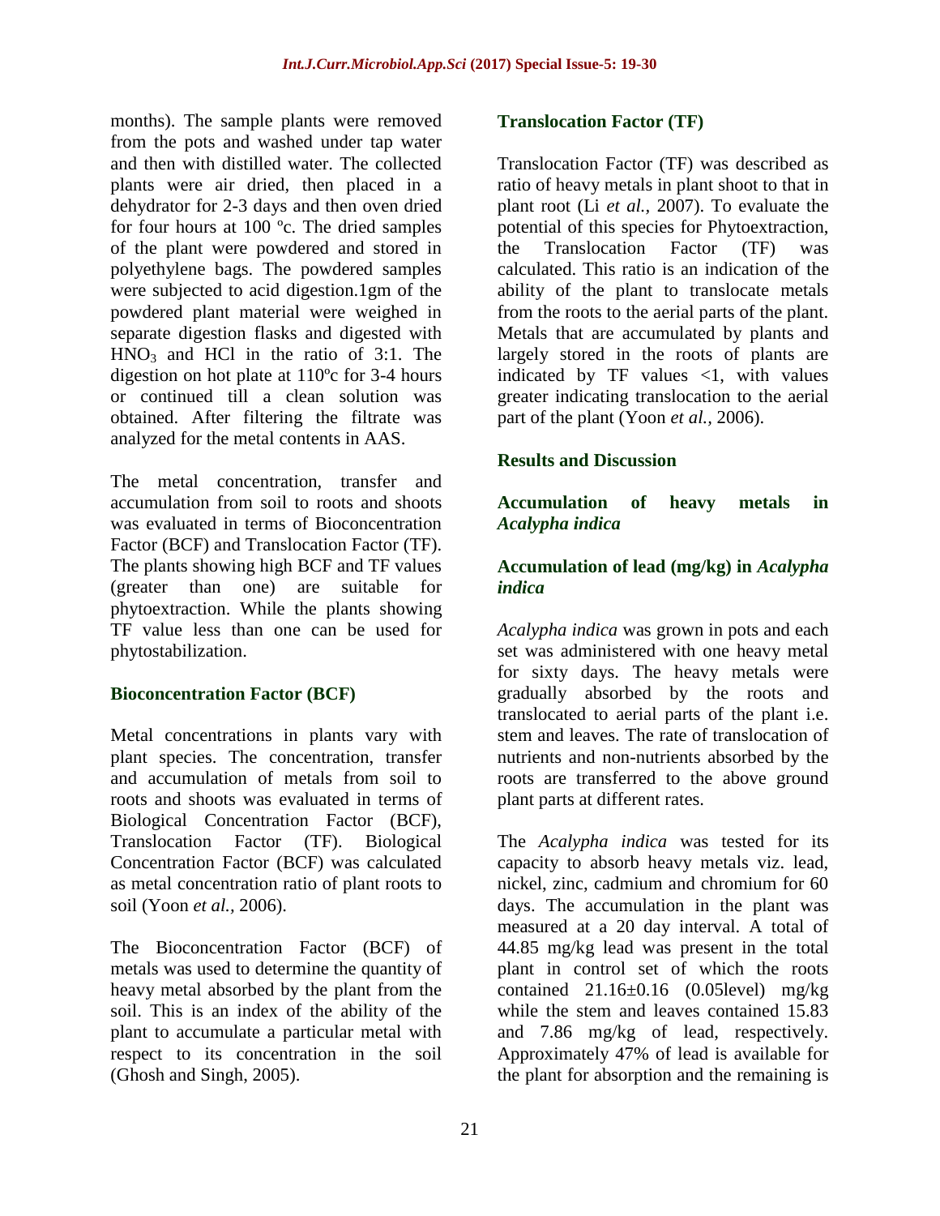months). The sample plants were removed from the pots and washed under tap water and then with distilled water. The collected plants were air dried, then placed in a dehydrator for 2-3 days and then oven dried for four hours at 100 ºc. The dried samples of the plant were powdered and stored in polyethylene bags. The powdered samples were subjected to acid digestion.1gm of the powdered plant material were weighed in separate digestion flasks and digested with $HNO_3$ and HCl in the ratio of 3:1. The digestion on hot plate at 110ºc for 3-4 hours or continued till a clean solution was obtained. After filtering the filtrate was analyzed for the metal contents in AAS.

The metal concentration, transfer and accumulation from soil to roots and shoots was evaluated in terms of Bioconcentration Factor (BCF) and Translocation Factor (TF). The plants showing high BCF and TF values (greater than one) are suitable for phytoextraction. While the plants showing TF value less than one can be used for phytostabilization.

### Bioconcentration Factor (BCF)

Metal concentrations in plants vary with plant species. The concentration, transfer and accumulation of metals from soil to roots and shoots was evaluated in terms of Biological Concentration Factor (BCF), Translocation Factor (TF). Biological Concentration Factor (BCF) was calculated as metal concentration ratio of plant roots to soil (Yoon *et al.,* 2006).

The Bioconcentration Factor (BCF) of metals was used to determine the quantity of heavy metal absorbed by the plant from the soil. This is an index of the ability of the plant to accumulate a particular metal with respect to its concentration in the soil (Ghosh and Singh, 2005).

### Translocation Factor (TF)

Translocation Factor (TF) was described as ratio of heavy metals in plant shoot to that in plant root (Li *et al.,* 2007). To evaluate the potential of this species for Phytoextraction, the Translocation Factor (TF) was calculated. This ratio is an indication of the ability of the plant to translocate metals from the roots to the aerial parts of the plant. Metals that are accumulated by plants and largely stored in the roots of plants are indicated by TF values <1, with values greater indicating translocation to the aerial part of the plant (Yoon *et al.,* 2006).

## Results and Discussion

### Accumulation of heavy metals in *Acalypha indica*

### Accumulation of lead (mg/kg) in *Acalypha indica*

*Acalypha indica* was grown in pots and each set was administered with one heavy metal for sixty days. The heavy metals were gradually absorbed by the roots and translocated to aerial parts of the plant i.e. stem and leaves. The rate of translocation of nutrients and non-nutrients absorbed by the roots are transferred to the above ground plant parts at different rates.

The *Acalypha indica* was tested for its capacity to absorb heavy metals viz. lead, nickel, zinc, cadmium and chromium for 60 days. The accumulation in the plant was measured at a 20 day interval. A total of 44.85 mg/kg lead was present in the total plant in control set of which the roots contained 21.16±0.16 (0.05level) mg/kg while the stem and leaves contained 15.83 and 7.86 mg/kg of lead, respectively. Approximately 47% of lead is available for the plant for absorption and the remaining is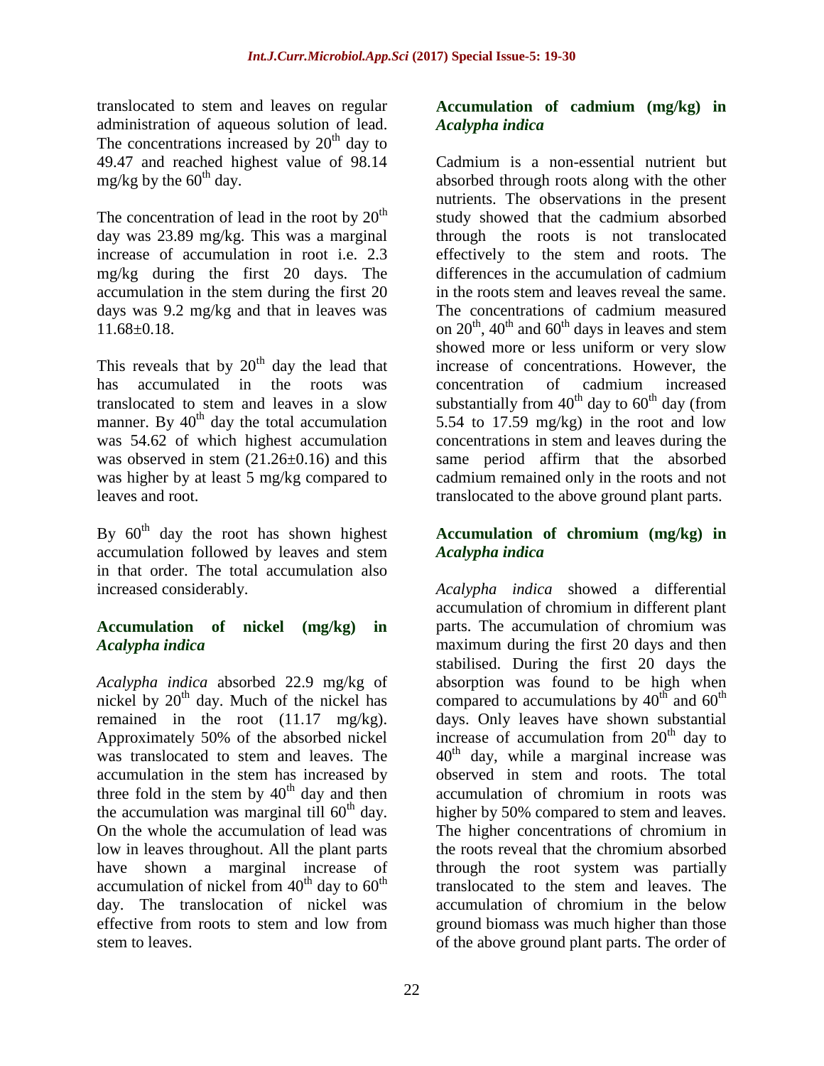translocated to stem and leaves on regular administration of aqueous solution of lead. The concentrations increased by 20th day to 49.47 and reached highest value of 98.14 mg/kg by the 60th day.

The concentration of lead in the root by 20th day was 23.89 mg/kg. This was a marginal increase of accumulation in root i.e. 2.3 mg/kg during the first 20 days. The accumulation in the stem during the first 20 days was 9.2 mg/kg and that in leaves was 11.68±0.18.

This reveals that by 20th day the lead that has accumulated in the roots was translocated to stem and leaves in a slow manner. By 40th day the total accumulation was 54.62 of which highest accumulation was observed in stem (21.26±0.16) and this was higher by at least 5 mg/kg compared to leaves and root.

By 60th day the root has shown highest accumulation followed by leaves and stem in that order. The total accumulation also increased considerably.

### Accumulation of nickel (mg/kg) in *Acalypha indica*

*Acalypha indica* absorbed 22.9 mg/kg of nickel by 20th day. Much of the nickel has remained in the root (11.17 mg/kg). Approximately 50% of the absorbed nickel was translocated to stem and leaves. The accumulation in the stem has increased by three fold in the stem by 40th day and then the accumulation was marginal till 60th day. On the whole the accumulation of lead was low in leaves throughout. All the plant parts have shown a marginal increase of accumulation of nickel from 40th day to 60th day. The translocation of nickel was effective from roots to stem and low from stem to leaves.

### Accumulation of cadmium (mg/kg) in *Acalypha indica*

Cadmium is a non-essential nutrient but absorbed through roots along with the other nutrients. The observations in the present study showed that the cadmium absorbed through the roots is not translocated effectively to the stem and roots. The differences in the accumulation of cadmium in the roots stem and leaves reveal the same. The concentrations of cadmium measured on 20th, 40th and 60th days in leaves and stem showed more or less uniform or very slow increase of concentrations. However, the concentration of cadmium increased substantially from 40th day to 60th day (from 5.54 to 17.59 mg/kg) in the root and low concentrations in stem and leaves during the same period affirm that the absorbed cadmium remained only in the roots and not translocated to the above ground plant parts.

### Accumulation of chromium (mg/kg) in *Acalypha indica*

*Acalypha indica* showed a differential accumulation of chromium in different plant parts. The accumulation of chromium was maximum during the first 20 days and then stabilised. During the first 20 days the absorption was found to be high when compared to accumulations by 40th and 60th days. Only leaves have shown substantial increase of accumulation from 20th day to 40th day, while a marginal increase was observed in stem and roots. The total accumulation of chromium in roots was higher by 50% compared to stem and leaves. The higher concentrations of chromium in the roots reveal that the chromium absorbed through the root system was partially translocated to the stem and leaves. The accumulation of chromium in the below ground biomass was much higher than those of the above ground plant parts. The order of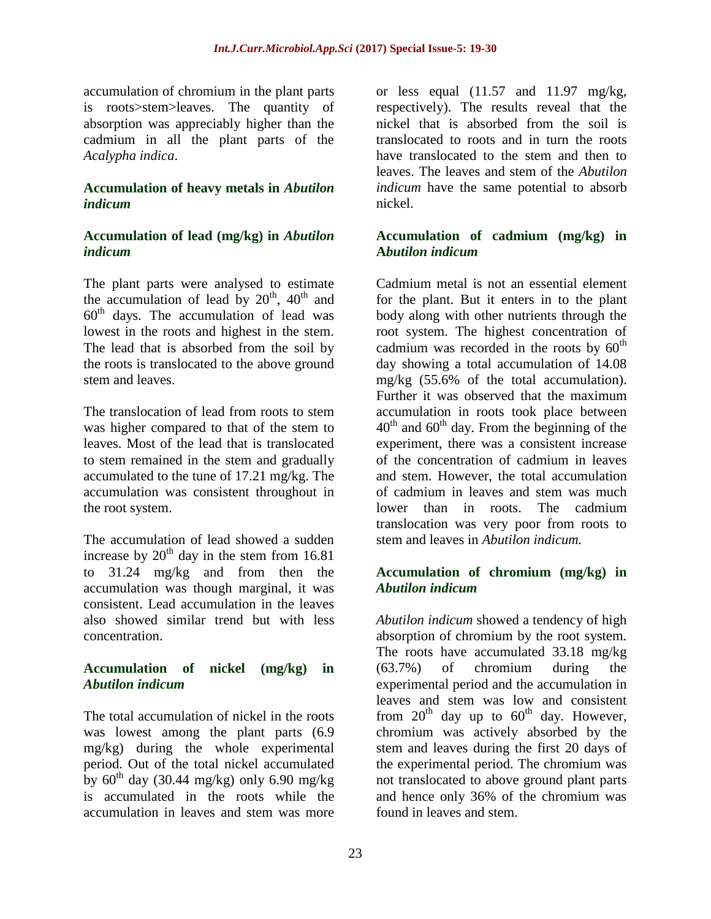accumulation of chromium in the plant parts is roots>stem>leaves. The quantity of absorption was appreciably higher than the cadmium in all the plant parts of the *Acalypha indica*.

### Accumulation of heavy metals in *Abutilon indicum*

#### Accumulation of lead (mg/kg) in *Abutilon indicum*

The plant parts were analysed to estimate the accumulation of lead by 20$^{th}$, 40$^{th}$ and 60$^{th}$ days. The accumulation of lead was lowest in the roots and highest in the stem. The lead that is absorbed from the soil by the roots is translocated to the above ground stem and leaves.

The translocation of lead from roots to stem was higher compared to that of the stem to leaves. Most of the lead that is translocated to stem remained in the stem and gradually accumulated to the tune of 17.21 mg/kg. The accumulation was consistent throughout in the root system.

The accumulation of lead showed a sudden increase by 20$^{th}$ day in the stem from 16.81 to 31.24 mg/kg and from then the accumulation was though marginal, it was consistent. Lead accumulation in the leaves also showed similar trend but with less concentration.

#### Accumulation of nickel (mg/kg) in *Abutilon indicum*

The total accumulation of nickel in the roots was lowest among the plant parts (6.9 mg/kg) during the whole experimental period. Out of the total nickel accumulated by 60$^{th}$ day (30.44 mg/kg) only 6.90 mg/kg is accumulated in the roots while the accumulation in leaves and stem was more or less equal (11.57 and 11.97 mg/kg, respectively). The results reveal that the nickel that is absorbed from the soil is translocated to roots and in turn the roots have translocated to the stem and then to leaves. The leaves and stem of the *Abutilon indicum* have the same potential to absorb nickel.

#### Accumulation of cadmium (mg/kg) in *Abutilon indicum*

Cadmium metal is not an essential element for the plant. But it enters in to the plant body along with other nutrients through the root system. The highest concentration of cadmium was recorded in the roots by 60$^{th}$ day showing a total accumulation of 14.08 mg/kg (55.6% of the total accumulation). Further it was observed that the maximum accumulation in roots took place between 40$^{th}$ and 60$^{th}$ day. From the beginning of the experiment, there was a consistent increase of the concentration of cadmium in leaves and stem. However, the total accumulation of cadmium in leaves and stem was much lower than in roots. The cadmium translocation was very poor from roots to stem and leaves in *Abutilon indicum.*

#### Accumulation of chromium (mg/kg) in *Abutilon indicum*

*Abutilon indicum* showed a tendency of high absorption of chromium by the root system. The roots have accumulated 33.18 mg/kg (63.7%) of chromium during the experimental period and the accumulation in leaves and stem was low and consistent from 20$^{th}$ day up to 60$^{th}$ day. However, chromium was actively absorbed by the stem and leaves during the first 20 days of the experimental period. The chromium was not translocated to above ground plant parts and hence only 36% of the chromium was found in leaves and stem.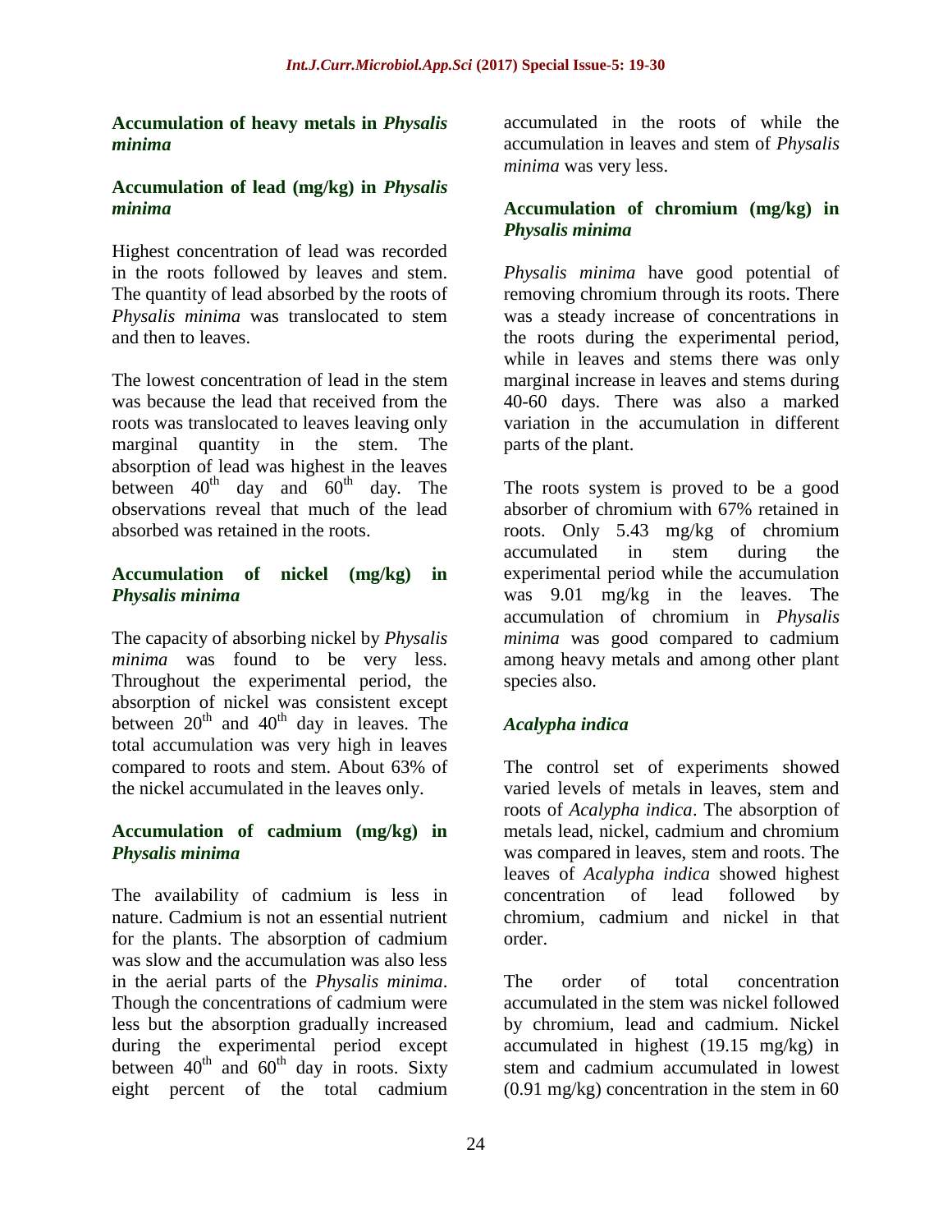### Accumulation of heavy metals in *Physalis minima*

### Accumulation of lead (mg/kg) in *Physalis minima*

Highest concentration of lead was recorded in the roots followed by leaves and stem. The quantity of lead absorbed by the roots of *Physalis minima* was translocated to stem and then to leaves.

The lowest concentration of lead in the stem was because the lead that received from the roots was translocated to leaves leaving only marginal quantity in the stem. The absorption of lead was highest in the leaves between 40th day and 60th day. The observations reveal that much of the lead absorbed was retained in the roots.

### Accumulation of nickel (mg/kg) in *Physalis minima*

The capacity of absorbing nickel by *Physalis minima* was found to be very less. Throughout the experimental period, the absorption of nickel was consistent except between 20th and 40th day in leaves. The total accumulation was very high in leaves compared to roots and stem. About 63% of the nickel accumulated in the leaves only.

### Accumulation of cadmium (mg/kg) in *Physalis minima*

The availability of cadmium is less in nature. Cadmium is not an essential nutrient for the plants. The absorption of cadmium was slow and the accumulation was also less in the aerial parts of the *Physalis minima*. Though the concentrations of cadmium were less but the absorption gradually increased during the experimental period except between 40th and 60th day in roots. Sixty eight percent of the total cadmium accumulated in the roots of while the accumulation in leaves and stem of *Physalis minima* was very less.

### Accumulation of chromium (mg/kg) in *Physalis minima*

*Physalis minima* have good potential of removing chromium through its roots. There was a steady increase of concentrations in the roots during the experimental period, while in leaves and stems there was only marginal increase in leaves and stems during 40-60 days. There was also a marked variation in the accumulation in different parts of the plant.

The roots system is proved to be a good absorber of chromium with 67% retained in roots. Only 5.43 mg/kg of chromium accumulated in stem during the experimental period while the accumulation was 9.01 mg/kg in the leaves. The accumulation of chromium in *Physalis minima* was good compared to cadmium among heavy metals and among other plant species also.

### *Acalypha indica*

The control set of experiments showed varied levels of metals in leaves, stem and roots of *Acalypha indica*. The absorption of metals lead, nickel, cadmium and chromium was compared in leaves, stem and roots. The leaves of *Acalypha indica* showed highest concentration of lead followed by chromium, cadmium and nickel in that order.

The order of total concentration accumulated in the stem was nickel followed by chromium, lead and cadmium. Nickel accumulated in highest (19.15 mg/kg) in stem and cadmium accumulated in lowest (0.91 mg/kg) concentration in the stem in 60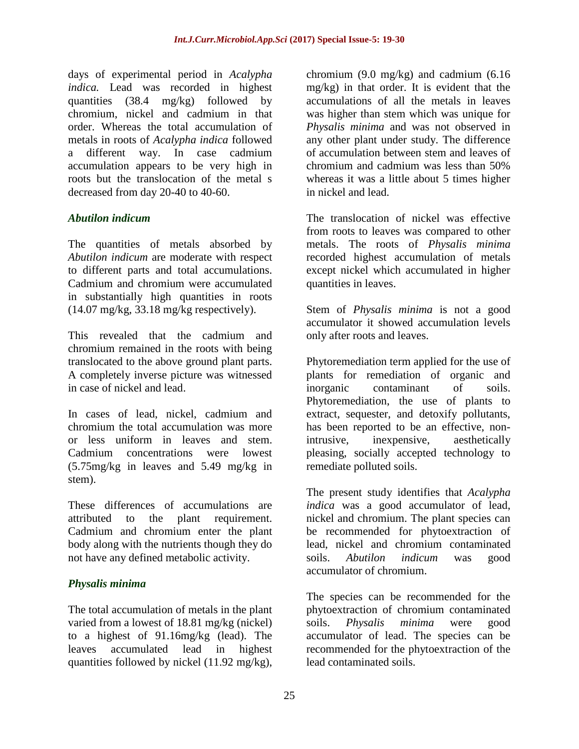days of experimental period in *Acalypha indica.* Lead was recorded in highest quantities (38.4 mg/kg) followed by chromium, nickel and cadmium in that order. Whereas the total accumulation of metals in roots of *Acalypha indica* followed a different way. In case cadmium accumulation appears to be very high in roots but the translocation of the metal s decreased from day 20-40 to 40-60.

### *Abutilon indicum*

The quantities of metals absorbed by *Abutilon indicum* are moderate with respect to different parts and total accumulations. Cadmium and chromium were accumulated in substantially high quantities in roots (14.07 mg/kg, 33.18 mg/kg respectively).

This revealed that the cadmium and chromium remained in the roots with being translocated to the above ground plant parts. A completely inverse picture was witnessed in case of nickel and lead.

In cases of lead, nickel, cadmium and chromium the total accumulation was more or less uniform in leaves and stem. Cadmium concentrations were lowest (5.75mg/kg in leaves and 5.49 mg/kg in stem).

These differences of accumulations are attributed to the plant requirement. Cadmium and chromium enter the plant body along with the nutrients though they do not have any defined metabolic activity.

### *Physalis minima*

The total accumulation of metals in the plant varied from a lowest of 18.81 mg/kg (nickel) to a highest of 91.16mg/kg (lead). The leaves accumulated lead in highest quantities followed by nickel (11.92 mg/kg), chromium (9.0 mg/kg) and cadmium (6.16 mg/kg) in that order. It is evident that the accumulations of all the metals in leaves was higher than stem which was unique for *Physalis minima* and was not observed in any other plant under study. The difference of accumulation between stem and leaves of chromium and cadmium was less than 50% whereas it was a little about 5 times higher in nickel and lead.

The translocation of nickel was effective from roots to leaves was compared to other metals. The roots of *Physalis minima* recorded highest accumulation of metals except nickel which accumulated in higher quantities in leaves.

Stem of *Physalis minima* is not a good accumulator it showed accumulation levels only after roots and leaves.

Phytoremediation term applied for the use of plants for remediation of organic and inorganic contaminant of soils. Phytoremediation, the use of plants to extract, sequester, and detoxify pollutants, has been reported to be an effective, non-intrusive, inexpensive, aesthetically pleasing, socially accepted technology to remediate polluted soils.

The present study identifies that *Acalypha indica* was a good accumulator of lead, nickel and chromium. The plant species can be recommended for phytoextraction of lead, nickel and chromium contaminated soils. *Abutilon indicum* was good accumulator of chromium.

The species can be recommended for the phytoextraction of chromium contaminated soils. *Physalis minima* were good accumulator of lead. The species can be recommended for the phytoextraction of the lead contaminated soils.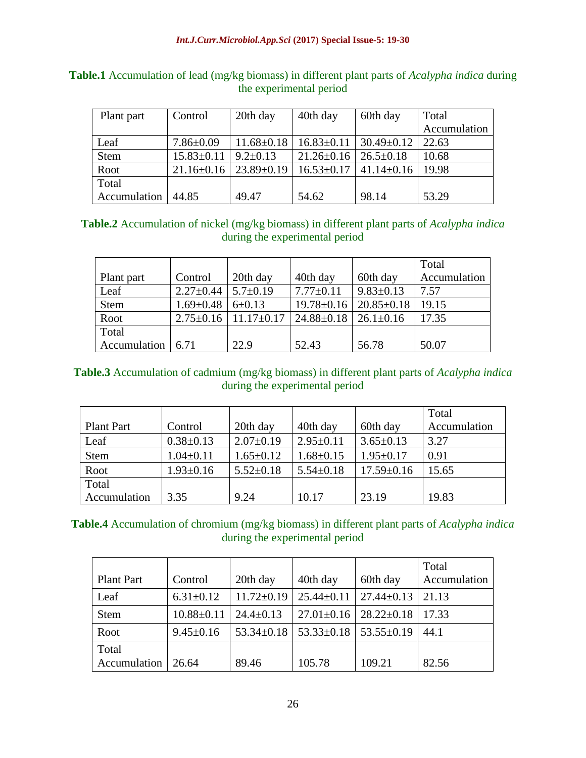**Table.1** Accumulation of lead (mg/kg biomass) in different plant parts of *Acalypha indica* during the experimental period

| Plant part | Control | 20th day | 40th day | 60th day | Total Accumulation |
|---|---|---|---|---|---|
| Leaf | 7.86±0.09 | 11.68±0.18 | 16.83±0.11 | 30.49±0.12 | 22.63 |
| Stem | 15.83±0.11 | 9.2±0.13 | 21.26±0.16 | 26.5±0.18 | 10.68 |
| Root | 21.16±0.16 | 23.89±0.19 | 16.53±0.17 | 41.14±0.16 | 19.98 |
| Total Accumulation | 44.85 | 49.47 | 54.62 | 98.14 | 53.29 |

**Table.2** Accumulation of nickel (mg/kg biomass) in different plant parts of *Acalypha indica* during the experimental period

| Plant part | Control | 20th day | 40th day | 60th day | Total Accumulation |
|---|---|---|---|---|---|
| Leaf | 2.27±0.44 | 5.7±0.19 | 7.77±0.11 | 9.83±0.13 | 7.57 |
| Stem | 1.69±0.48 | 6±0.13 | 19.78±0.16 | 20.85±0.18 | 19.15 |
| Root | 2.75±0.16 | 11.17±0.17 | 24.88±0.18 | 26.1±0.16 | 17.35 |
| Total Accumulation | 6.71 | 22.9 | 52.43 | 56.78 | 50.07 |

**Table.3** Accumulation of cadmium (mg/kg biomass) in different plant parts of *Acalypha indica* during the experimental period

| Plant Part | Control | 20th day | 40th day | 60th day | Total Accumulation |
|---|---|---|---|---|---|
| Leaf | 0.38±0.13 | 2.07±0.19 | 2.95±0.11 | 3.65±0.13 | 3.27 |
| Stem | 1.04±0.11 | 1.65±0.12 | 1.68±0.15 | 1.95±0.17 | 0.91 |
| Root | 1.93±0.16 | 5.52±0.18 | 5.54±0.18 | 17.59±0.16 | 15.65 |
| Total Accumulation | 3.35 | 9.24 | 10.17 | 23.19 | 19.83 |

**Table.4** Accumulation of chromium (mg/kg biomass) in different plant parts of *Acalypha indica* during the experimental period

| Plant Part | Control | 20th day | 40th day | 60th day | Total Accumulation |
|---|---|---|---|---|---|
| Leaf | 6.31±0.12 | 11.72±0.19 | 25.44±0.11 | 27.44±0.13 | 21.13 |
| Stem | 10.88±0.11 | 24.4±0.13 | 27.01±0.16 | 28.22±0.18 | 17.33 |
| Root | 9.45±0.16 | 53.34±0.18 | 53.33±0.18 | 53.55±0.19 | 44.1 |
| Total Accumulation | 26.64 | 89.46 | 105.78 | 109.21 | 82.56 |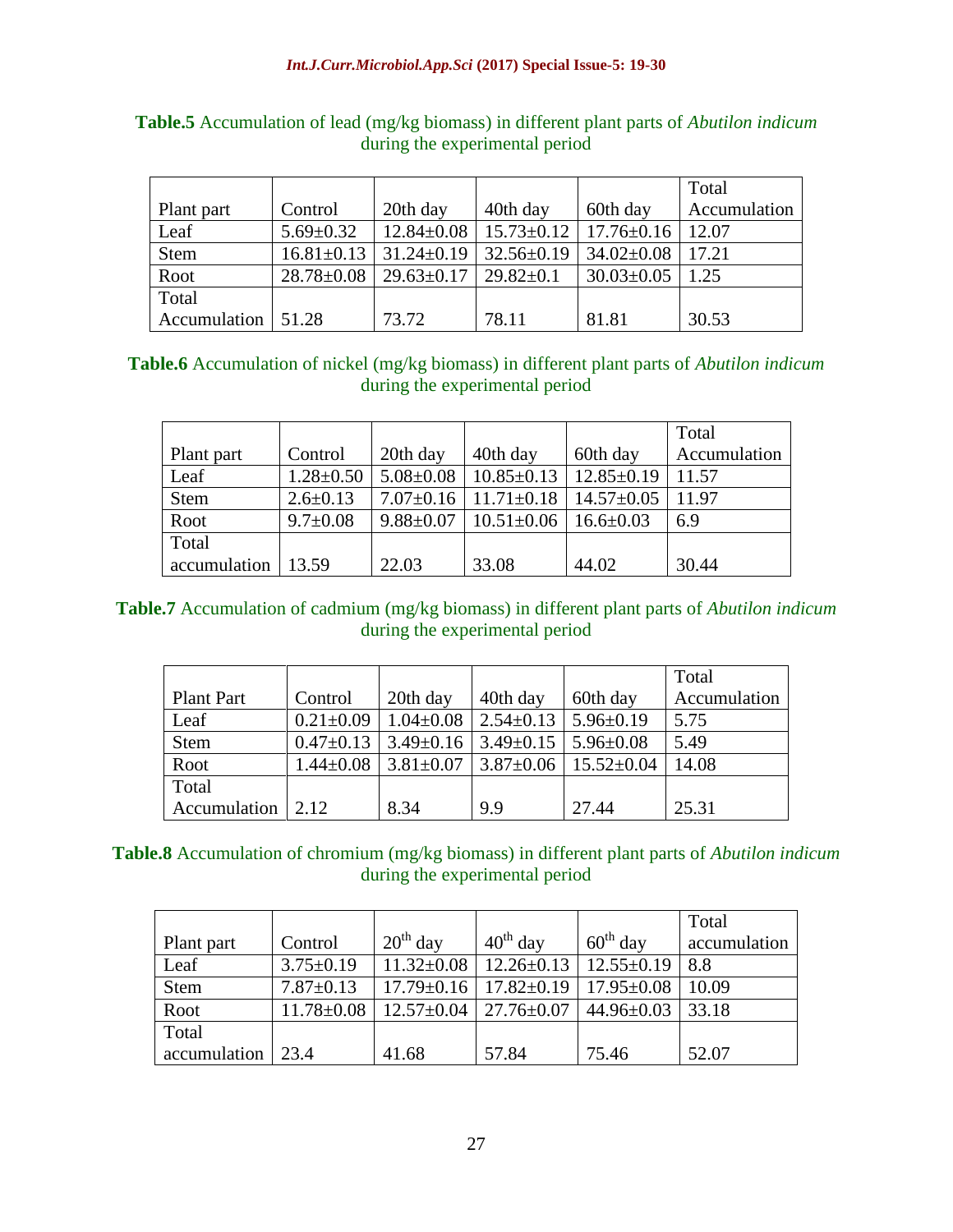**Table.5** Accumulation of lead (mg/kg biomass) in different plant parts of *Abutilon indicum* during the experimental period

| Plant part | Control | 20th day | 40th day | 60th day | Total Accumulation |
|---|---|---|---|---|---|
| Leaf | 5.69±0.32 | 12.84±0.08 | 15.73±0.12 | 17.76±0.16 | 12.07 |
| Stem | 16.81±0.13 | 31.24±0.19 | 32.56±0.19 | 34.02±0.08 | 17.21 |
| Root | 28.78±0.08 | 29.63±0.17 | 29.82±0.1 | 30.03±0.05 | 1.25 |
| Total Accumulation | 51.28 | 73.72 | 78.11 | 81.81 | 30.53 |

**Table.6** Accumulation of nickel (mg/kg biomass) in different plant parts of *Abutilon indicum* during the experimental period

| Plant part | Control | 20th day | 40th day | 60th day | Total Accumulation |
|---|---|---|---|---|---|
| Leaf | 1.28±0.50 | 5.08±0.08 | 10.85±0.13 | 12.85±0.19 | 11.57 |
| Stem | 2.6±0.13 | 7.07±0.16 | 11.71±0.18 | 14.57±0.05 | 11.97 |
| Root | 9.7±0.08 | 9.88±0.07 | 10.51±0.06 | 16.6±0.03 | 6.9 |
| Total accumulation | 13.59 | 22.03 | 33.08 | 44.02 | 30.44 |

**Table.7** Accumulation of cadmium (mg/kg biomass) in different plant parts of *Abutilon indicum* during the experimental period

| Plant Part | Control | 20th day | 40th day | 60th day | Total Accumulation |
|---|---|---|---|---|---|
| Leaf | 0.21±0.09 | 1.04±0.08 | 2.54±0.13 | 5.96±0.19 | 5.75 |
| Stem | 0.47±0.13 | 3.49±0.16 | 3.49±0.15 | 5.96±0.08 | 5.49 |
| Root | 1.44±0.08 | 3.81±0.07 | 3.87±0.06 | 15.52±0.04 | 14.08 |
| Total Accumulation | 2.12 | 8.34 | 9.9 | 27.44 | 25.31 |

**Table.8** Accumulation of chromium (mg/kg biomass) in different plant parts of *Abutilon indicum* during the experimental period

| Plant part | Control | 20th day | 40th day | 60th day | Total accumulation |
|---|---|---|---|---|---|
| Leaf | 3.75±0.19 | 11.32±0.08 | 12.26±0.13 | 12.55±0.19 | 8.8 |
| Stem | 7.87±0.13 | 17.79±0.16 | 17.82±0.19 | 17.95±0.08 | 10.09 |
| Root | 11.78±0.08 | 12.57±0.04 | 27.76±0.07 | 44.96±0.03 | 33.18 |
| Total accumulation | 23.4 | 41.68 | 57.84 | 75.46 | 52.07 |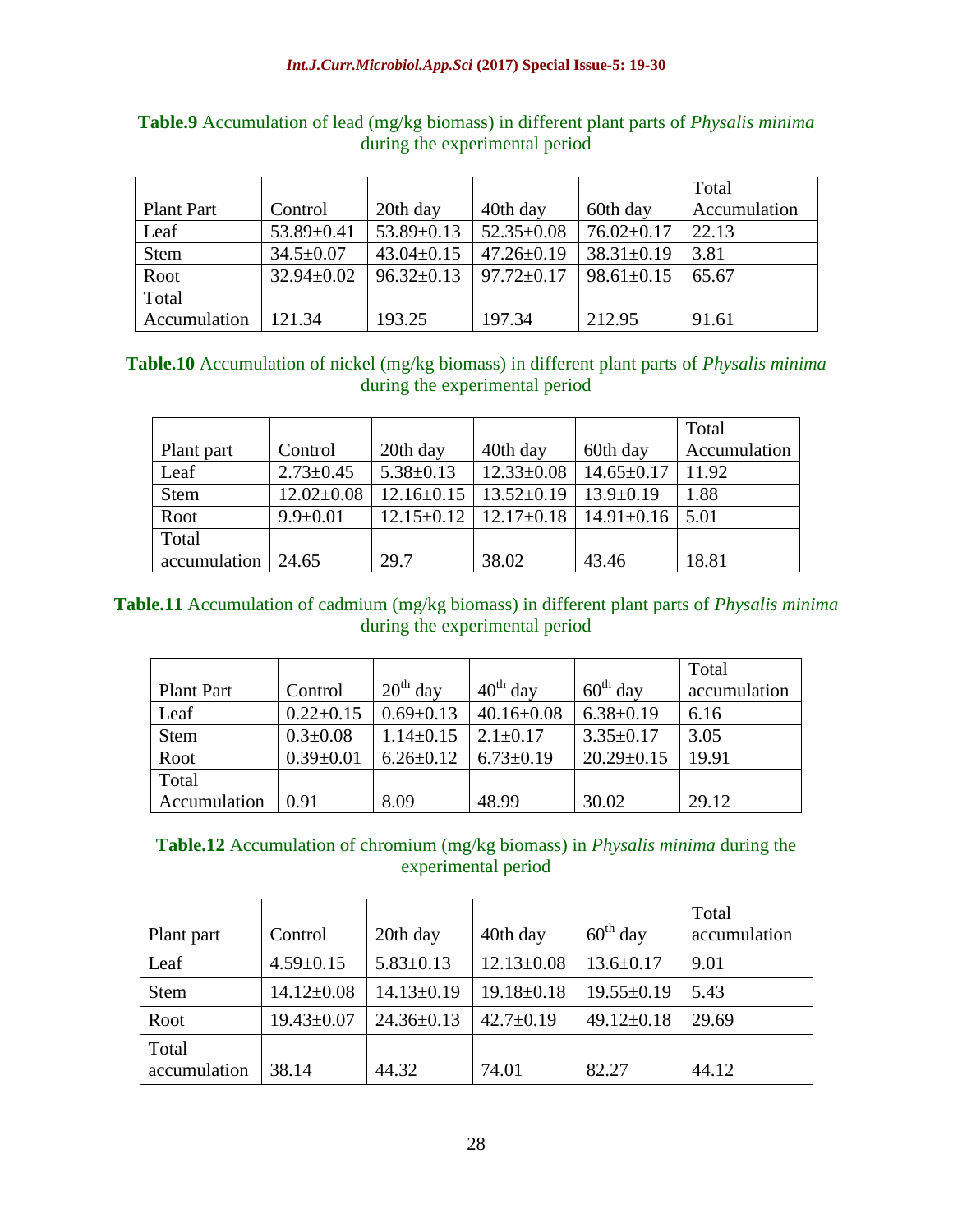**Table.9** Accumulation of lead (mg/kg biomass) in different plant parts of *Physalis minima* during the experimental period

| Plant Part | Control | 20th day | 40th day | 60th day | Total Accumulation |
|---|---|---|---|---|---|
| Leaf | 53.89±0.41 | 53.89±0.13 | 52.35±0.08 | 76.02±0.17 | 22.13 |
| Stem | 34.5±0.07 | 43.04±0.15 | 47.26±0.19 | 38.31±0.19 | 3.81 |
| Root | 32.94±0.02 | 96.32±0.13 | 97.72±0.17 | 98.61±0.15 | 65.67 |
| Total Accumulation | 121.34 | 193.25 | 197.34 | 212.95 | 91.61 |

**Table.10** Accumulation of nickel (mg/kg biomass) in different plant parts of *Physalis minima* during the experimental period

| Plant part | Control | 20th day | 40th day | 60th day | Total Accumulation |
|---|---|---|---|---|---|
| Leaf | 2.73±0.45 | 5.38±0.13 | 12.33±0.08 | 14.65±0.17 | 11.92 |
| Stem | 12.02±0.08 | 12.16±0.15 | 13.52±0.19 | 13.9±0.19 | 1.88 |
| Root | 9.9±0.01 | 12.15±0.12 | 12.17±0.18 | 14.91±0.16 | 5.01 |
| Total accumulation | 24.65 | 29.7 | 38.02 | 43.46 | 18.81 |

**Table.11** Accumulation of cadmium (mg/kg biomass) in different plant parts of *Physalis minima* during the experimental period

| Plant Part | Control | 20th day | 40th day | 60th day | Total accumulation |
|---|---|---|---|---|---|
| Leaf | 0.22±0.15 | 0.69±0.13 | 40.16±0.08 | 6.38±0.19 | 6.16 |
| Stem | 0.3±0.08 | 1.14±0.15 | 2.1±0.17 | 3.35±0.17 | 3.05 |
| Root | 0.39±0.01 | 6.26±0.12 | 6.73±0.19 | 20.29±0.15 | 19.91 |
| Total Accumulation | 0.91 | 8.09 | 48.99 | 30.02 | 29.12 |

**Table.12** Accumulation of chromium (mg/kg biomass) in *Physalis minima* during the experimental period

| Plant part | Control | 20th day | 40th day | 60th day | Total accumulation |
|---|---|---|---|---|---|
| Leaf | 4.59±0.15 | 5.83±0.13 | 12.13±0.08 | 13.6±0.17 | 9.01 |
| Stem | 14.12±0.08 | 14.13±0.19 | 19.18±0.18 | 19.55±0.19 | 5.43 |
| Root | 19.43±0.07 | 24.36±0.13 | 42.7±0.19 | 49.12±0.18 | 29.69 |
| Total accumulation | 38.14 | 44.32 | 74.01 | 82.27 | 44.12 |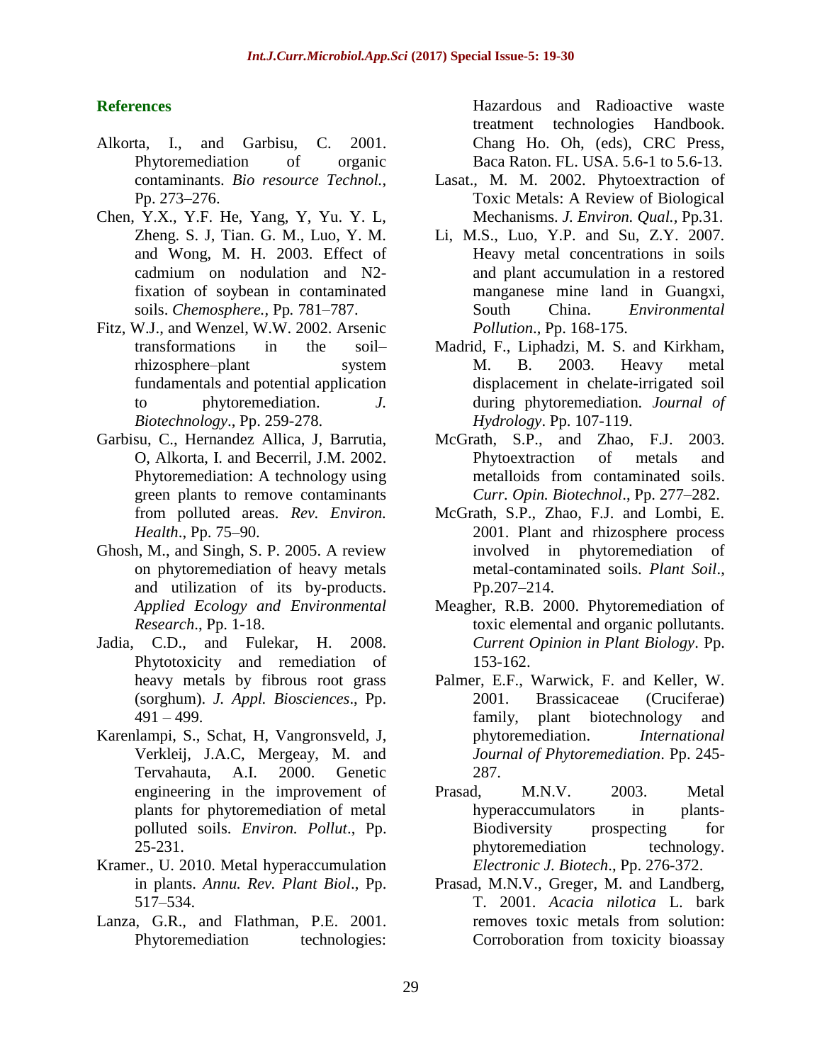## References

- Alkorta, I., and Garbisu, C. 2001. Phytoremediation of organic contaminants. *Bio resource Technol.*, Pp. 273–276.
- Chen, Y.X., Y.F. He, Yang, Y, Yu. Y. L, Zheng. S. J, Tian. G. M., Luo, Y. M. and Wong, M. H. 2003. Effect of cadmium on nodulation and N2-fixation of soybean in contaminated soils. *Chemosphere.*, Pp. 781–787.
- Fitz, W.J., and Wenzel, W.W. 2002. Arsenic transformations in the soil–rhizosphere–plant system fundamentals and potential application to phytoremediation. *J. Biotechnology*., Pp. 259-278.
- Garbisu, C., Hernandez Allica, J, Barrutia, O, Alkorta, I. and Becerril, J.M. 2002. Phytoremediation: A technology using green plants to remove contaminants from polluted areas. *Rev. Environ. Health*., Pp. 75–90.
- Ghosh, M., and Singh, S. P. 2005. A review on phytoremediation of heavy metals and utilization of its by-products. *Applied Ecology and Environmental Research*., Pp. 1-18.
- Jadia, C.D., and Fulekar, H. 2008. Phytotoxicity and remediation of heavy metals by fibrous root grass (sorghum). *J. Appl. Biosciences*., Pp. 491 – 499.
- Karenlampi, S., Schat, H, Vangronsveld, J, Verkleij, J.A.C, Mergeay, M. and Tervahauta, A.I. 2000. Genetic engineering in the improvement of plants for phytoremediation of metal polluted soils. *Environ. Pollut*., Pp. 25-231.
- Kramer., U. 2010. Metal hyperaccumulation in plants. *Annu. Rev. Plant Biol*., Pp. 517–534.
- Lanza, G.R., and Flathman, P.E. 2001. Phytoremediation technologies: Hazardous and Radioactive waste treatment technologies Handbook. Chang Ho. Oh, (eds), CRC Press, Baca Raton. FL. USA. 5.6-1 to 5.6-13.
- Lasat., M. M. 2002. Phytoextraction of Toxic Metals: A Review of Biological Mechanisms. *J. Environ. Qual.*, Pp.31.
- Li, M.S., Luo, Y.P. and Su, Z.Y. 2007. Heavy metal concentrations in soils and plant accumulation in a restored manganese mine land in Guangxi, South China. *Environmental Pollution*., Pp. 168-175.
- Madrid, F., Liphadzi, M. S. and Kirkham, M. B. 2003. Heavy metal displacement in chelate-irrigated soil during phytoremediation. *Journal of Hydrology*. Pp. 107-119.
- McGrath, S.P., and Zhao, F.J. 2003. Phytoextraction of metals and metalloids from contaminated soils. *Curr. Opin. Biotechnol*., Pp. 277–282.
- McGrath, S.P., Zhao, F.J. and Lombi, E. 2001. Plant and rhizosphere process involved in phytoremediation of metal-contaminated soils. *Plant Soil*., Pp.207–214.
- Meagher, R.B. 2000. Phytoremediation of toxic elemental and organic pollutants. *Current Opinion in Plant Biology*. Pp. 153-162.
- Palmer, E.F., Warwick, F. and Keller, W. 2001. Brassicaceae (Cruciferae) family, plant biotechnology and phytoremediation. *International Journal of Phytoremediation*. Pp. 245-287.
- Prasad, M.N.V. 2003. Metal hyperaccumulators in plants-Biodiversity prospecting for phytoremediation technology. *Electronic J. Biotech*., Pp. 276-372.
- Prasad, M.N.V., Greger, M. and Landberg, T. 2001. *Acacia nilotica* L. bark removes toxic metals from solution: Corroboration from toxicity bioassay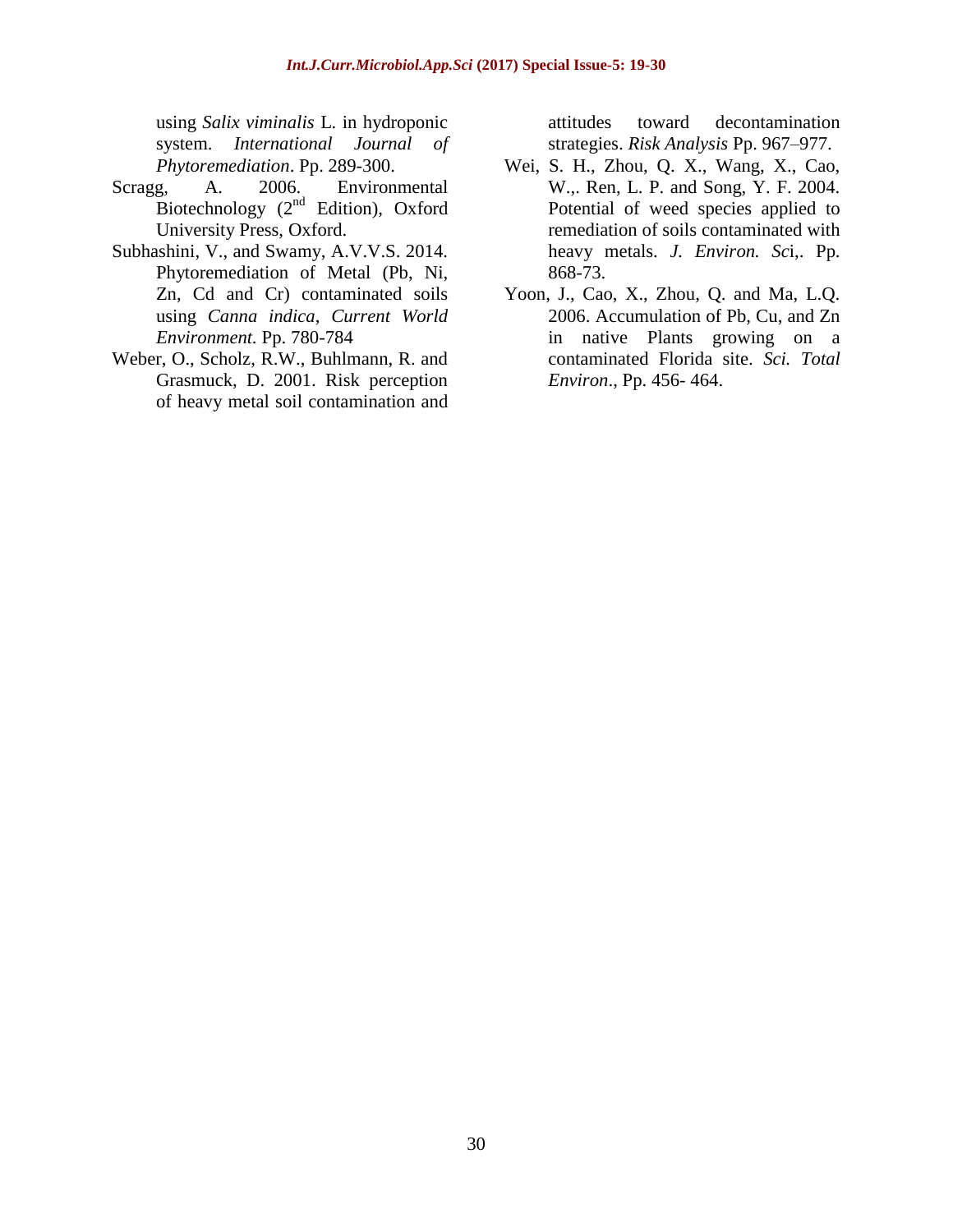using *Salix viminalis* L. in hydroponic system. *International Journal of Phytoremediation*. Pp. 289-300.

Scragg, A. 2006. Environmental Biotechnology (2nd Edition), Oxford University Press, Oxford.

Subhashini, V., and Swamy, A.V.V.S. 2014. Phytoremediation of Metal (Pb, Ni, Zn, Cd and Cr) contaminated soils using *Canna indica*, *Current World Environment.* Pp. 780-784

Weber, O., Scholz, R.W., Buhlmann, R. and Grasmuck, D. 2001. Risk perception of heavy metal soil contamination and attitudes toward decontamination strategies. *Risk Analysis* Pp. 967–977.

Wei, S. H., Zhou, Q. X., Wang, X., Cao, W.,. Ren, L. P. and Song, Y. F. 2004. Potential of weed species applied to remediation of soils contaminated with heavy metals. *J. Environ. Sc*i,. Pp. 868-73.

Yoon, J., Cao, X., Zhou, Q. and Ma, L.Q. 2006. Accumulation of Pb, Cu, and Zn in native Plants growing on a contaminated Florida site. *Sci. Total Environ*., Pp. 456- 464.